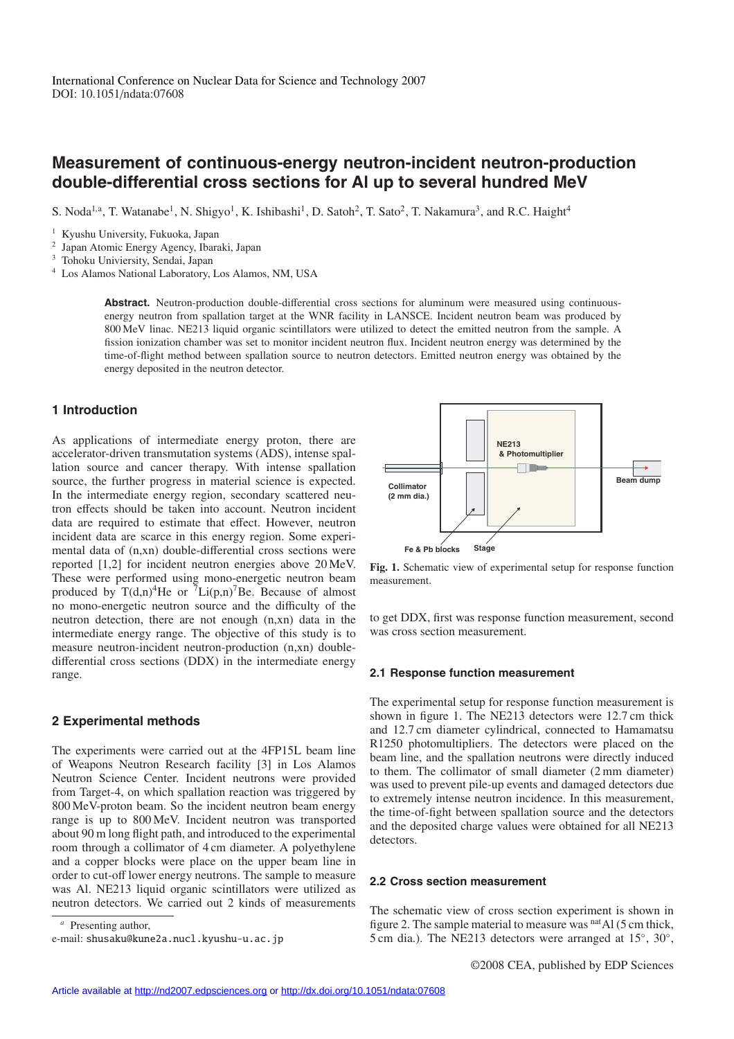International Conference on Nuclear Data for Science and Technology 2007
DOI: 10.1051/ndata:07608

# Measurement of continuous-energy neutron-incident neutron-production double-differential cross sections for Al up to several hundred MeV

S. Noda[1,a], T. Watanabe[1], N. Shigyo[1], K. Ishibashi[1], D. Satoh[2], T. Sato[2], T. Nakamura[3], and R.C. Haight[4]

[1] Kyushu University, Fukuoka, Japan
[2] Japan Atomic Energy Agency, Ibaraki, Japan
[3] Tohoku Univiersity, Sendai, Japan
[4] Los Alamos National Laboratory, Los Alamos, NM, USA

**Abstract.** Neutron-production double-differential cross sections for aluminum were measured using continuous-energy neutron from spallation target at the WNR facility in LANSCE. Incident neutron beam was produced by 800 MeV linac. NE213 liquid organic scintillators were utilized to detect the emitted neutron from the sample. A fission ionization chamber was set to monitor incident neutron flux. Incident neutron energy was determined by the time-of-flight method between spallation source to neutron detectors. Emitted neutron energy was obtained by the energy deposited in the neutron detector.

## 1 Introduction

As applications of intermediate energy proton, there are accelerator-driven transmutation systems (ADS), intense spallation source and cancer therapy. With intense spallation source, the further progress in material science is expected. In the intermediate energy region, secondary scattered neutron effects should be taken into account. Neutron incident data are required to estimate that effect. However, neutron incident data are scarce in this energy region. Some experimental data of (n,xn) double-differential cross sections were reported [1,2] for incident neutron energies above 20 MeV. These were performed using mono-energetic neutron beam produced by $T(d,n)^4He$ or $^7Li(p,n)^7Be$. Because of almost no mono-energetic neutron source and the difficulty of the neutron detection, there are not enough (n,xn) data in the intermediate energy range. The objective of this study is to measure neutron-incident neutron-production (n,xn) double-differential cross sections (DDX) in the intermediate energy range.

## 2 Experimental methods

The experiments were carried out at the 4FP15L beam line of Weapons Neutron Research facility [3] in Los Alamos Neutron Science Center. Incident neutrons were provided from Target-4, on which spallation reaction was triggered by 800 MeV-proton beam. So the incident neutron beam energy range is up to 800 MeV. Incident neutron was transported about 90 m long flight path, and introduced to the experimental room through a collimator of 4 cm diameter. A polyethylene and a copper blocks were place on the upper beam line in order to cut-off lower energy neutrons. The sample to measure was Al. NE213 liquid organic scintillators were utilized as neutron detectors. We carried out 2 kinds of measurements to get DDX, first was response function measurement, second was cross section measurement.

NE213 & Photomultiplier

Collimator (2 mm dia.)

Beam dump

Fe & Pb blocks

Stage

**Fig. 1.** Schematic view of experimental setup for response function measurement.

### 2.1 Response function measurement

The experimental setup for response function measurement is shown in figure 1. The NE213 detectors were 12.7 cm thick and 12.7 cm diameter cylindrical, connected to Hamamatsu R1250 photomultipliers. The detectors were placed on the beam line, and the spallation neutrons were directly induced to them. The collimator of small diameter (2 mm diameter) was used to prevent pile-up events and damaged detectors due to extremely intense neutron incidence. In this measurement, the time-of-fight between spallation source and the detectors and the deposited charge values were obtained for all NE213 detectors.

### 2.2 Cross section measurement

The schematic view of cross section experiment is shown in figure 2. The sample material to measure was $^{nat}Al$ (5 cm thick, 5 cm dia.). The NE213 detectors were arranged at 15°, 30°,

[a] Presenting author,
e-mail: shusaku@kune2a.nucl.kyushu-u.ac.jp

©2008 CEA, published by EDP Sciences

Article available at http://nd2007.edpsciences.org or http://dx.doi.org/10.1051/ndata:07608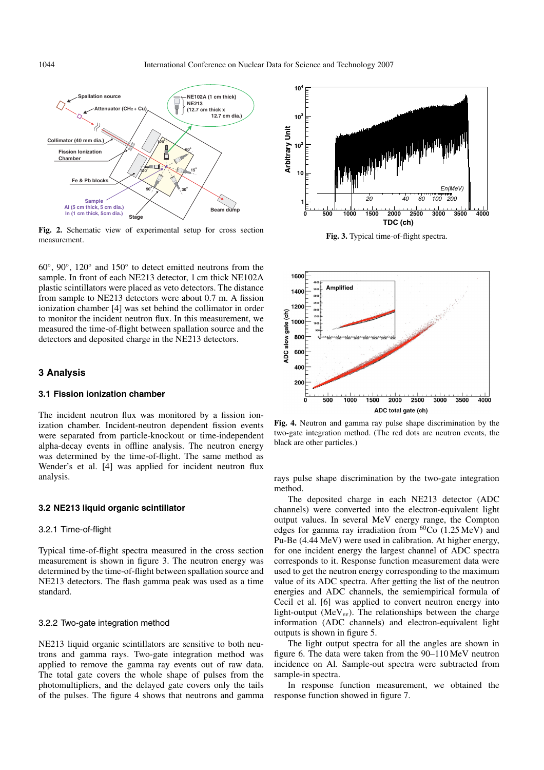Fig. 2. Schematic view of experimental setup for cross section measurement.

Fig. 3. Typical time-of-flight spectra.

60°, 90°, 120° and 150° to detect emitted neutrons from the sample. In front of each NE213 detector, 1 cm thick NE102A plastic scintillators were placed as veto detectors. The distance from sample to NE213 detectors were about 0.7 m. A fission ionization chamber [4] was set behind the collimator in order to monitor the incident neutron flux. In this measurement, we measured the time-of-flight between spallation source and the detectors and deposited charge in the NE213 detectors.

## 3 Analysis

### 3.1 Fission ionization chamber

The incident neutron flux was monitored by a fission ionization chamber. Incident-neutron dependent fission events were separated from particle-knockout or time-independent alpha-decay events in offline analysis. The neutron energy was determined by the time-of-flight. The same method as Wender's et al. [4] was applied for incident neutron flux analysis.

### 3.2 NE213 liquid organic scintillator

#### 3.2.1 Time-of-flight

Typical time-of-flight spectra measured in the cross section measurement is shown in figure 3. The neutron energy was determined by the time-of-flight between spallation source and NE213 detectors. The flash gamma peak was used as a time standard.

#### 3.2.2 Two-gate integration method

NE213 liquid organic scintillators are sensitive to both neutrons and gamma rays. Two-gate integration method was applied to remove the gamma ray events out of raw data. The total gate covers the whole shape of pulses from the photomultipliers, and the delayed gate covers only the tails of the pulses. The figure 4 shows that neutrons and gamma rays pulse shape discrimination by the two-gate integration method.

Fig. 4. Neutron and gamma ray pulse shape discrimination by the two-gate integration method. (The red dots are neutron events, the black are other particles.)

The deposited charge in each NE213 detector (ADC channels) were converted into the electron-equivalent light output values. In several MeV energy range, the Compton edges for gamma ray irradiation from $^{60}$Co (1.25 MeV) and Pu-Be (4.44 MeV) were used in calibration. At higher energy, for one incident energy the largest channel of ADC spectra corresponds to it. Response function measurement data were used to get the neutron energy corresponding to the maximum value of its ADC spectra. After getting the list of the neutron energies and ADC channels, the semiempirical formula of Cecil et al. [6] was applied to convert neutron energy into light-output (MeV$_{ee}$). The relationships between the charge information (ADC channels) and electron-equivalent light outputs is shown in figure 5.

The light output spectra for all the angles are shown in figure 6. The data were taken from the 90–110 MeV neutron incidence on Al. Sample-out spectra were subtracted from sample-in spectra.

In response function measurement, we obtained the response function showed in figure 7.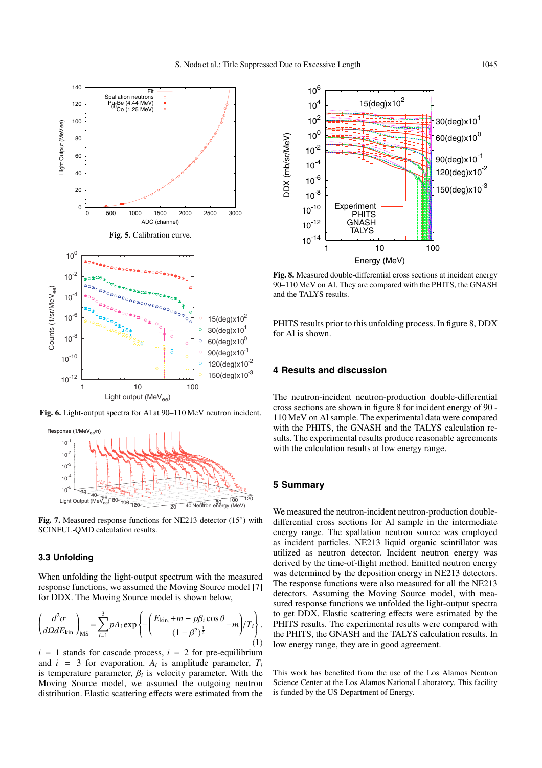Fig. 5. Calibration curve.

Fig. 6. Light-output spectra for Al at 90–110 MeV neutron incident.

Fig. 7. Measured response functions for NE213 detector (15°) with SCINFUL-QMD calculation results.

### 3.3 Unfolding

When unfolding the light-output spectrum with the measured response functions, we assumed the Moving Source model [7] for DDX. The Moving Source model is shown below,

$$\left(\frac{d^2\sigma}{d\Omega dE_{\rm kin.}}\right)_{\rm MS} = \sum_{i=1}^{3} pA_1 \exp\left\{-\left(\frac{E_{\rm kin.}+m-p\beta_i\cos\theta}{(1-\beta^2)^{\frac{1}{2}}}-m\right)/T_i\right\}. \quad (1)$$

$i = 1$ stands for cascade process, $i = 2$ for pre-equilibrium and $i = 3$ for evaporation. $A_i$ is amplitude parameter, $T_i$ is temperature parameter, $\beta_i$ is velocity parameter. With the Moving Source model, we assumed the outgoing neutron distribution. Elastic scattering effects were estimated from the PHITS results prior to this unfolding process. In figure 8, DDX for Al is shown.

Fig. 8. Measured double-differential cross sections at incident energy 90–110 MeV on Al. They are compared with the PHITS, the GNASH and the TALYS results.

## 4 Results and discussion

The neutron-incident neutron-production double-differential cross sections are shown in figure 8 for incident energy of 90 - 110 MeV on Al sample. The experimental data were compared with the PHITS, the GNASH and the TALYS calculation results. The experimental results produce reasonable agreements with the calculation results at low energy range.

## 5 Summary

We measured the neutron-incident neutron-production double-differential cross sections for Al sample in the intermediate energy range. The spallation neutron source was employed as incident particles. NE213 liquid organic scintillator was utilized as neutron detector. Incident neutron energy was derived by the time-of-flight method. Emitted neutron energy was determined by the deposition energy in NE213 detectors. The response functions were also measured for all the NE213 detectors. Assuming the Moving Source model, with measured response functions we unfolded the light-output spectra to get DDX. Elastic scattering effects were estimated by the PHITS results. The experimental results were compared with the PHITS, the GNASH and the TALYS calculation results. In low energy range, they are in good agreement.

This work has benefited from the use of the Los Alamos Neutron Science Center at the Los Alamos National Laboratory. This facility is funded by the US Department of Energy.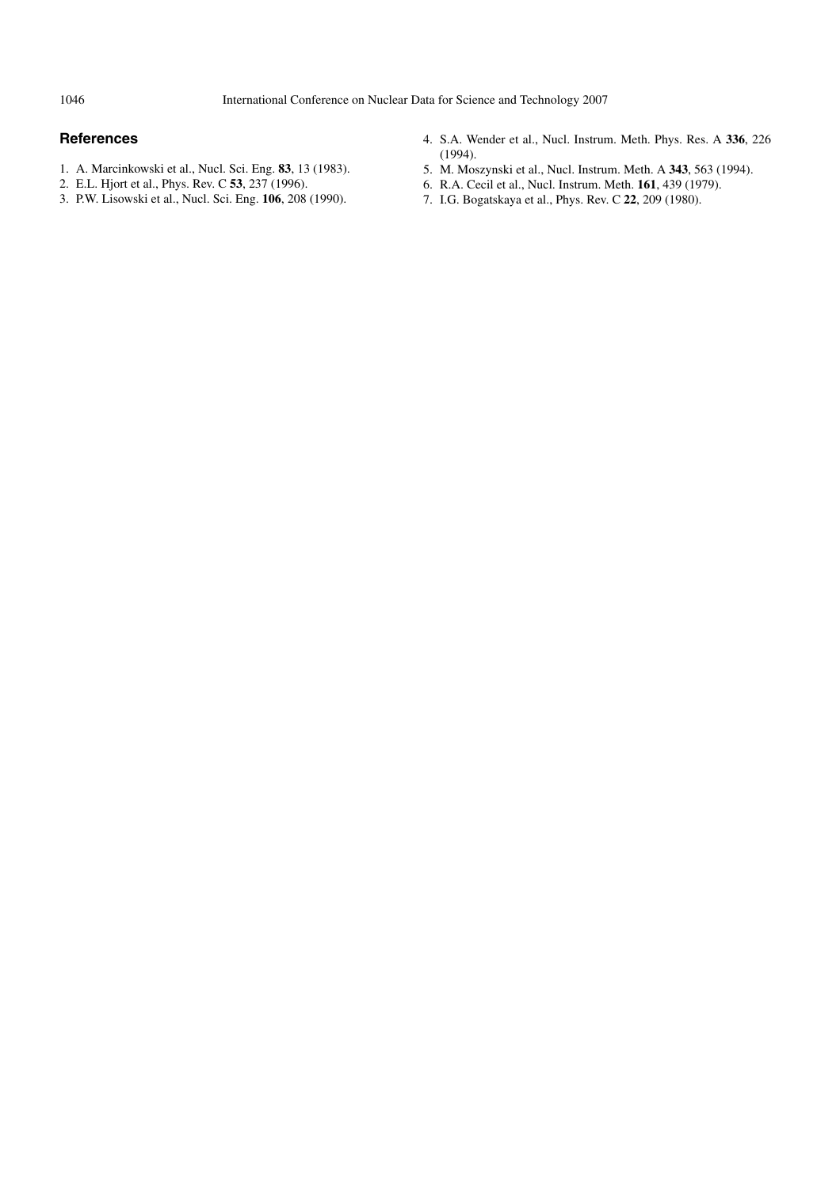## References

1. A. Marcinkowski et al., Nucl. Sci. Eng. **83**, 13 (1983).
2. E.L. Hjort et al., Phys. Rev. C **53**, 237 (1996).
3. P.W. Lisowski et al., Nucl. Sci. Eng. **106**, 208 (1990).
4. S.A. Wender et al., Nucl. Instrum. Meth. Phys. Res. A **336**, 226 (1994).
5. M. Moszynski et al., Nucl. Instrum. Meth. A **343**, 563 (1994).
6. R.A. Cecil et al., Nucl. Instrum. Meth. **161**, 439 (1979).
7. I.G. Bogatskaya et al., Phys. Rev. C **22**, 209 (1980).